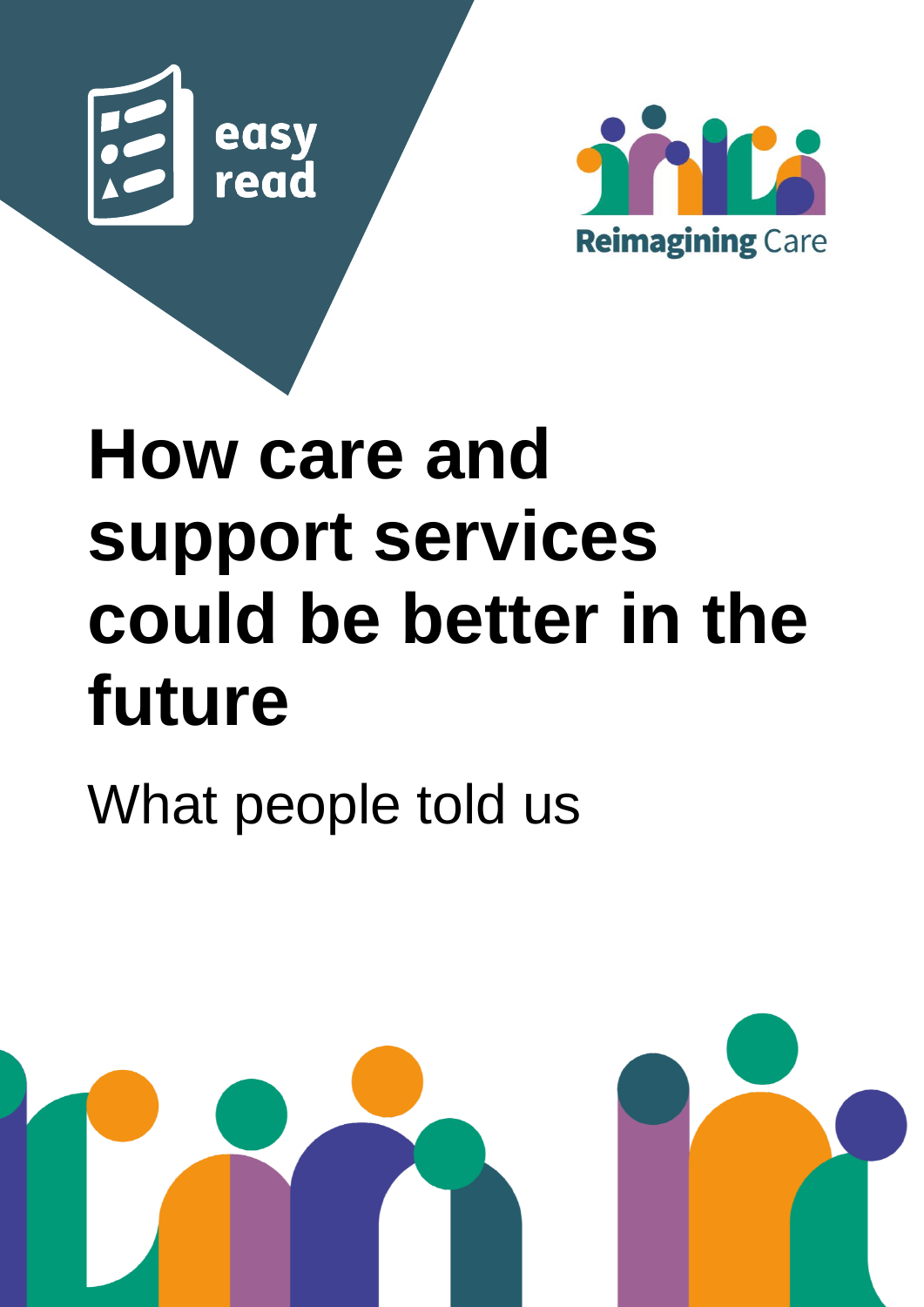easy read

Reimagining Care

# How care and support services could be better in the future

What people told us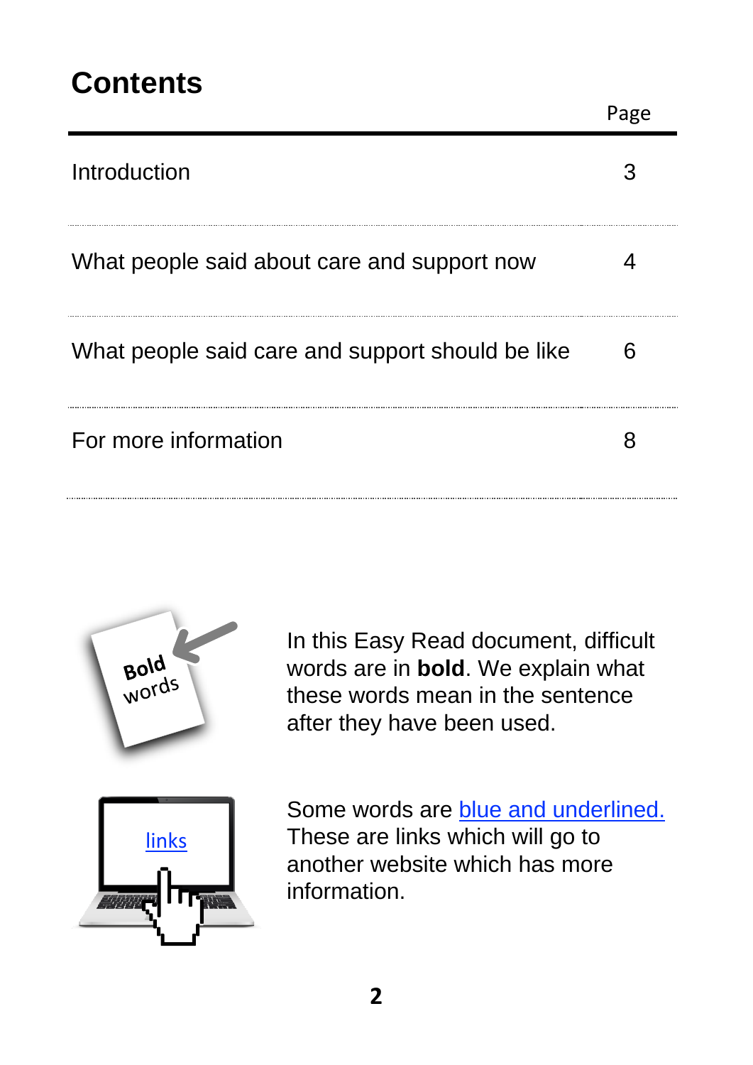# Contents

| | Page |
|---|---|
| Introduction | 3 |
| What people said about care and support now | 4 |
| What people said care and support should be like | 6 |
| For more information | 8 |

In this Easy Read document, difficult words are in **bold**. We explain what these words mean in the sentence after they have been used.

Some words are blue and underlined. These are links which will go to another website which has more information.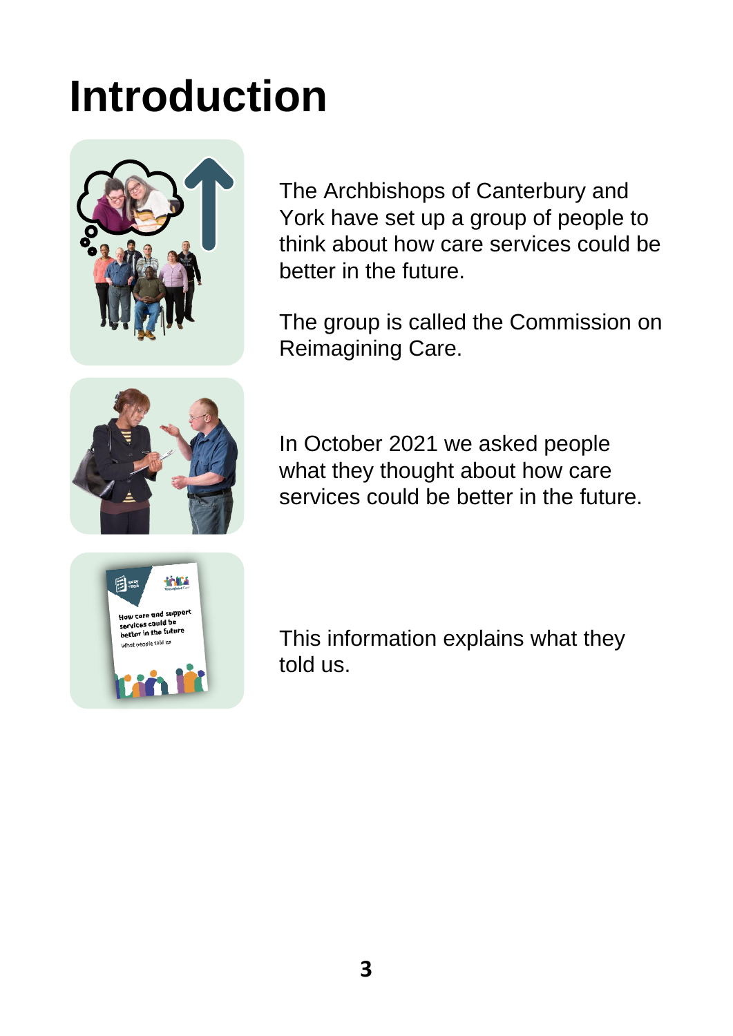# Introduction

The Archbishops of Canterbury and York have set up a group of people to think about how care services could be better in the future.

The group is called the Commission on Reimagining Care.

In October 2021 we asked people what they thought about how care services could be better in the future.

This information explains what they told us.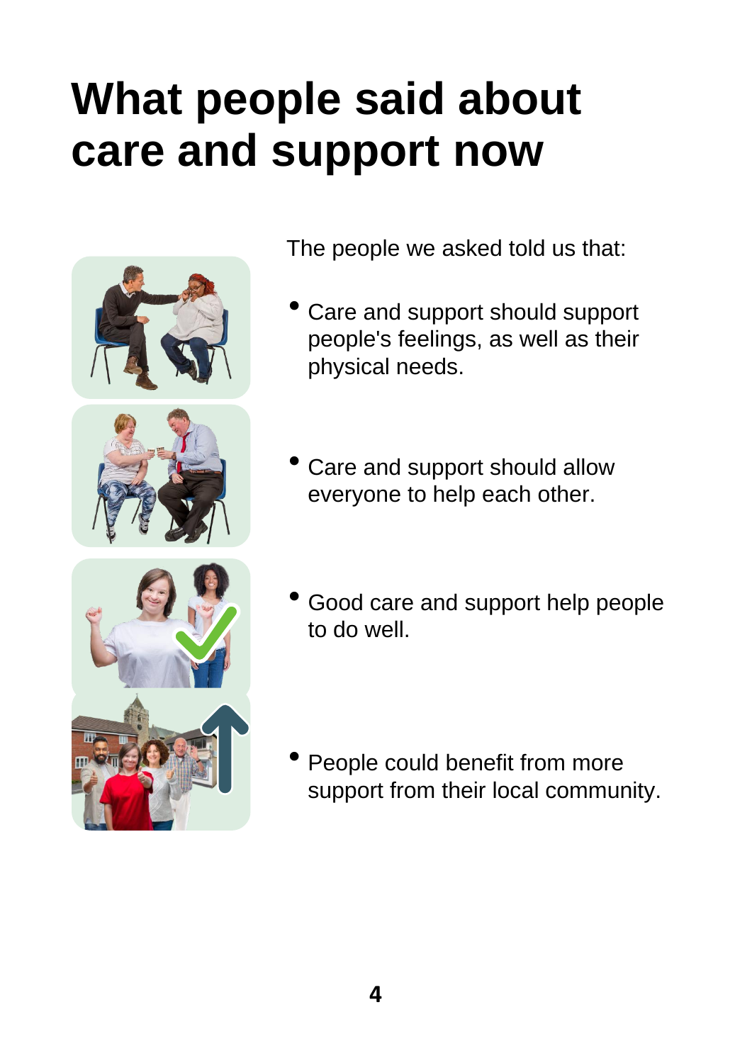# What people said about care and support now

The people we asked told us that:

- Care and support should support people's feelings, as well as their physical needs.
- Care and support should allow everyone to help each other.
- Good care and support help people to do well.
- People could benefit from more support from their local community.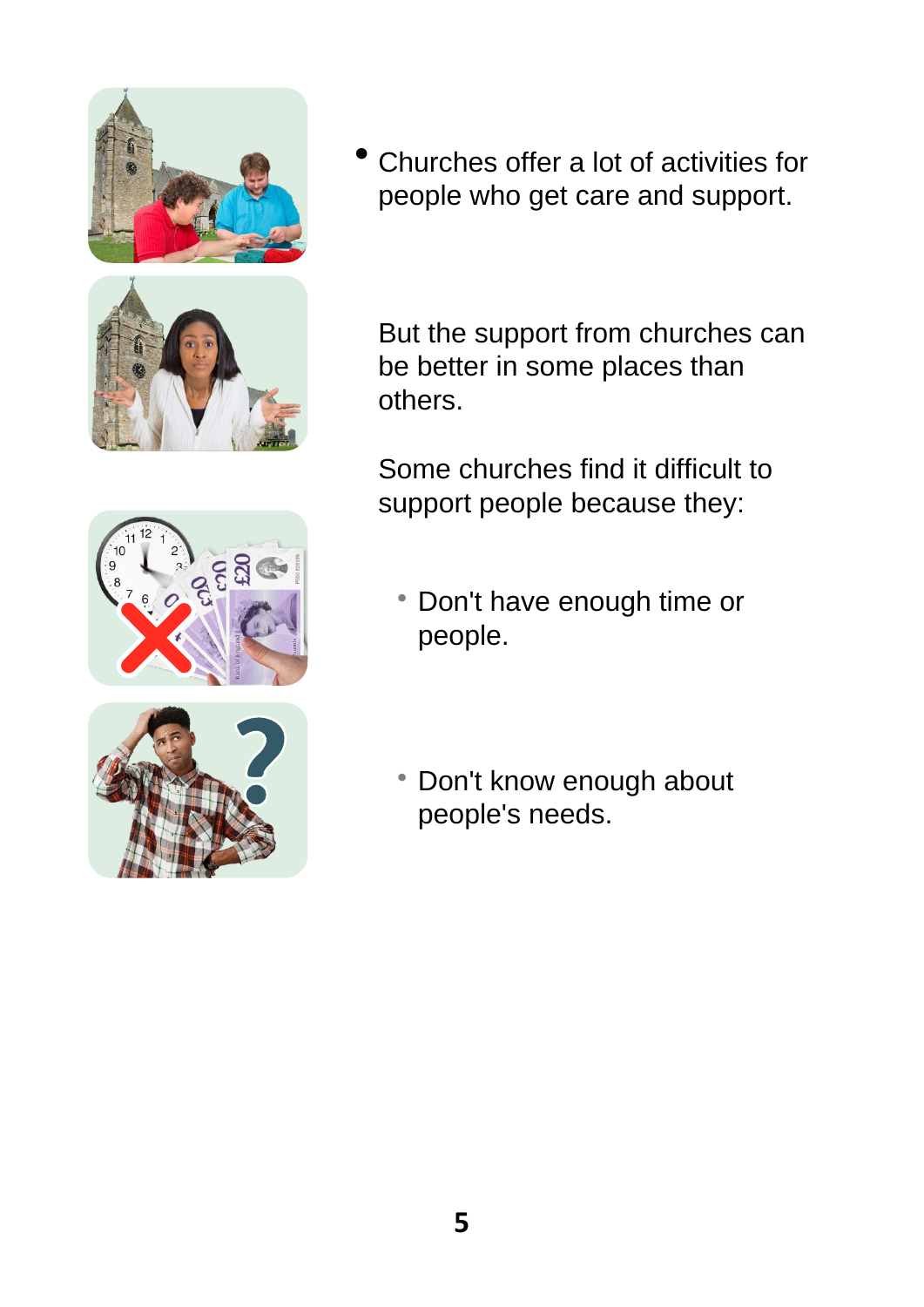- Churches offer a lot of activities for people who get care and support.

But the support from churches can be better in some places than others.

Some churches find it difficult to support people because they:

- Don't have enough time or people.
- Don't know enough about people's needs.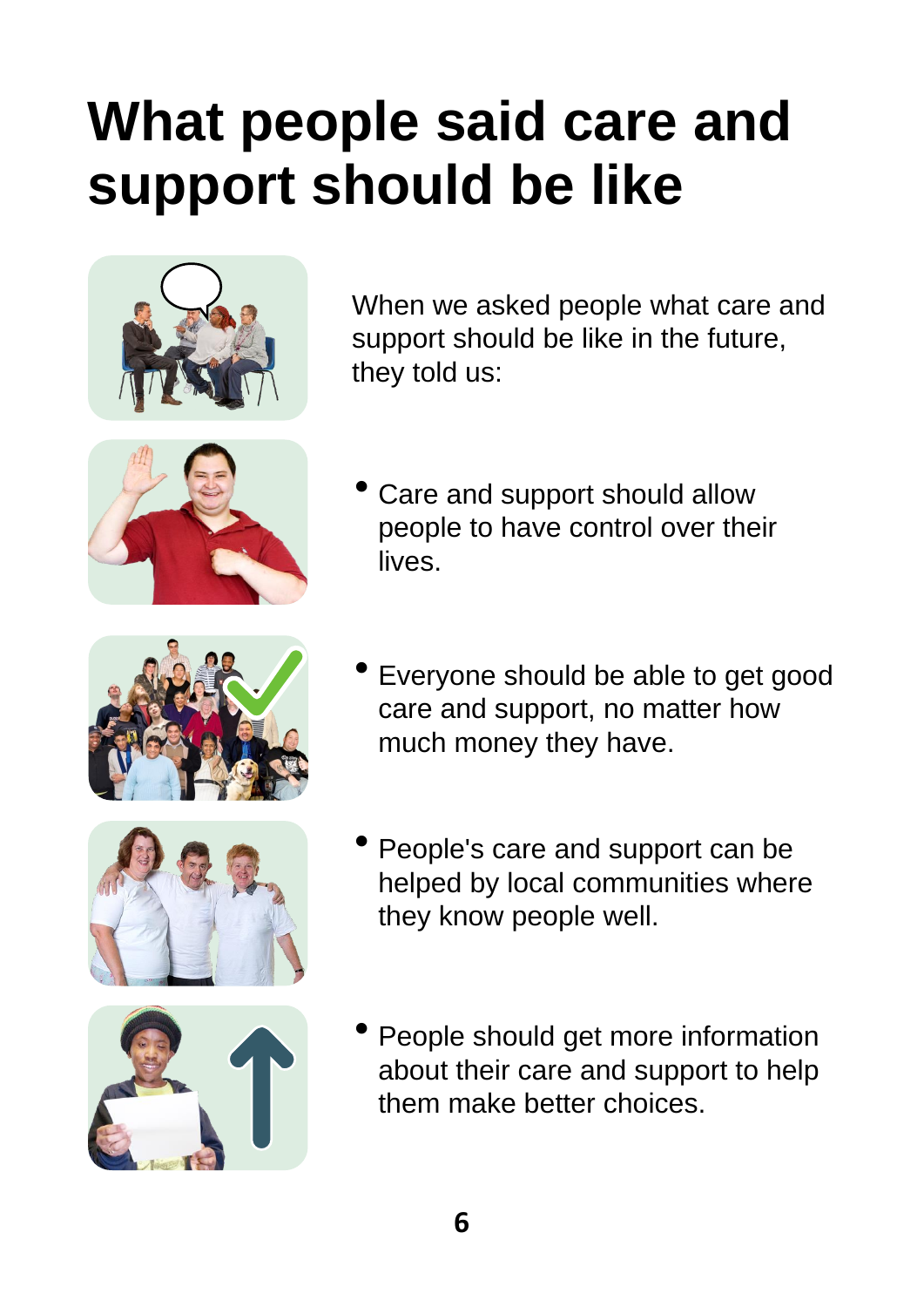# What people said care and support should be like

When we asked people what care and support should be like in the future, they told us:

- Care and support should allow people to have control over their lives.
- Everyone should be able to get good care and support, no matter how much money they have.
- People's care and support can be helped by local communities where they know people well.
- People should get more information about their care and support to help them make better choices.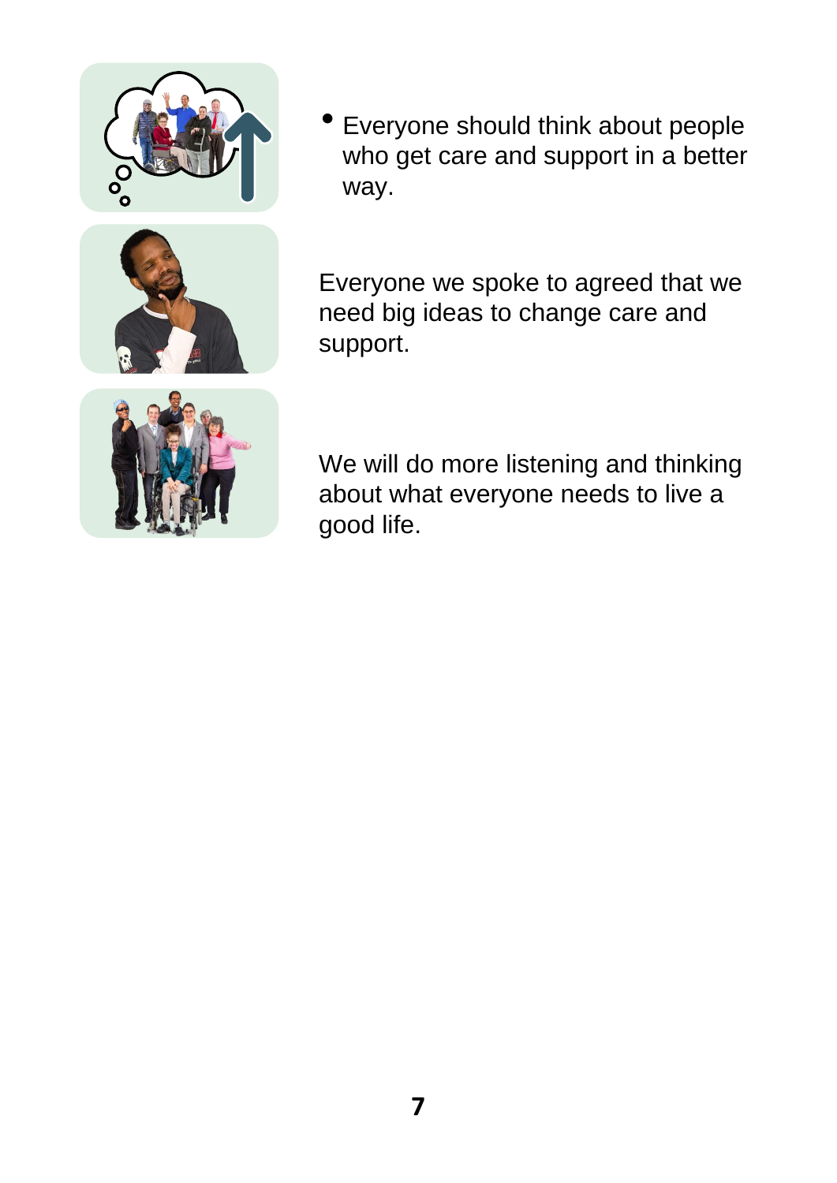- Everyone should think about people who get care and support in a better way.

Everyone we spoke to agreed that we need big ideas to change care and support.

We will do more listening and thinking about what everyone needs to live a good life.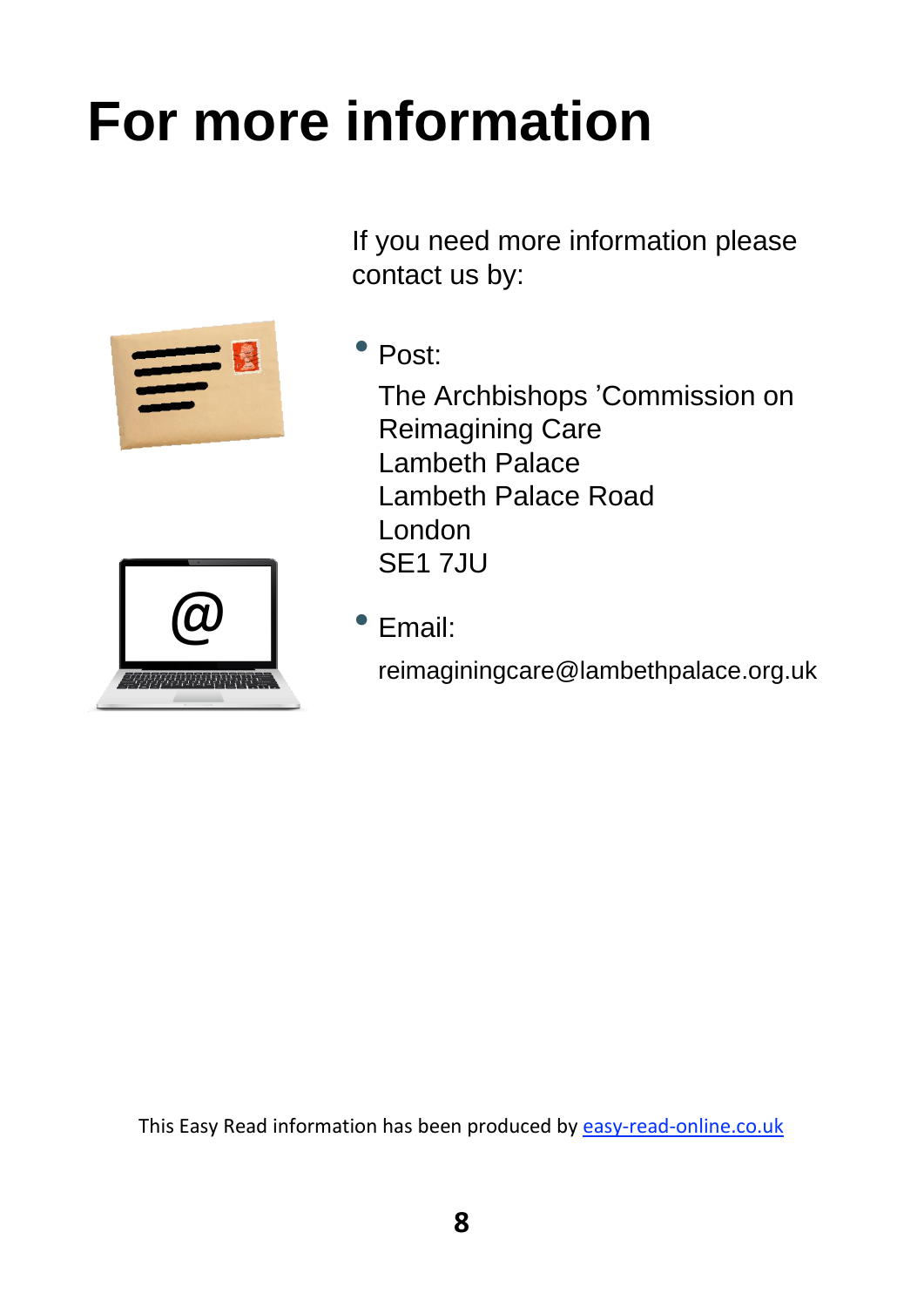# For more information

If you need more information please contact us by:

- Post:

  The Archbishops 'Commission on Reimagining Care
  Lambeth Palace
  Lambeth Palace Road
  London
  SE1 7JU

- Email:

  reimaginingcare@lambethpalace.org.uk

This Easy Read information has been produced by [easy-read-online.co.uk](easy-read-online.co.uk)